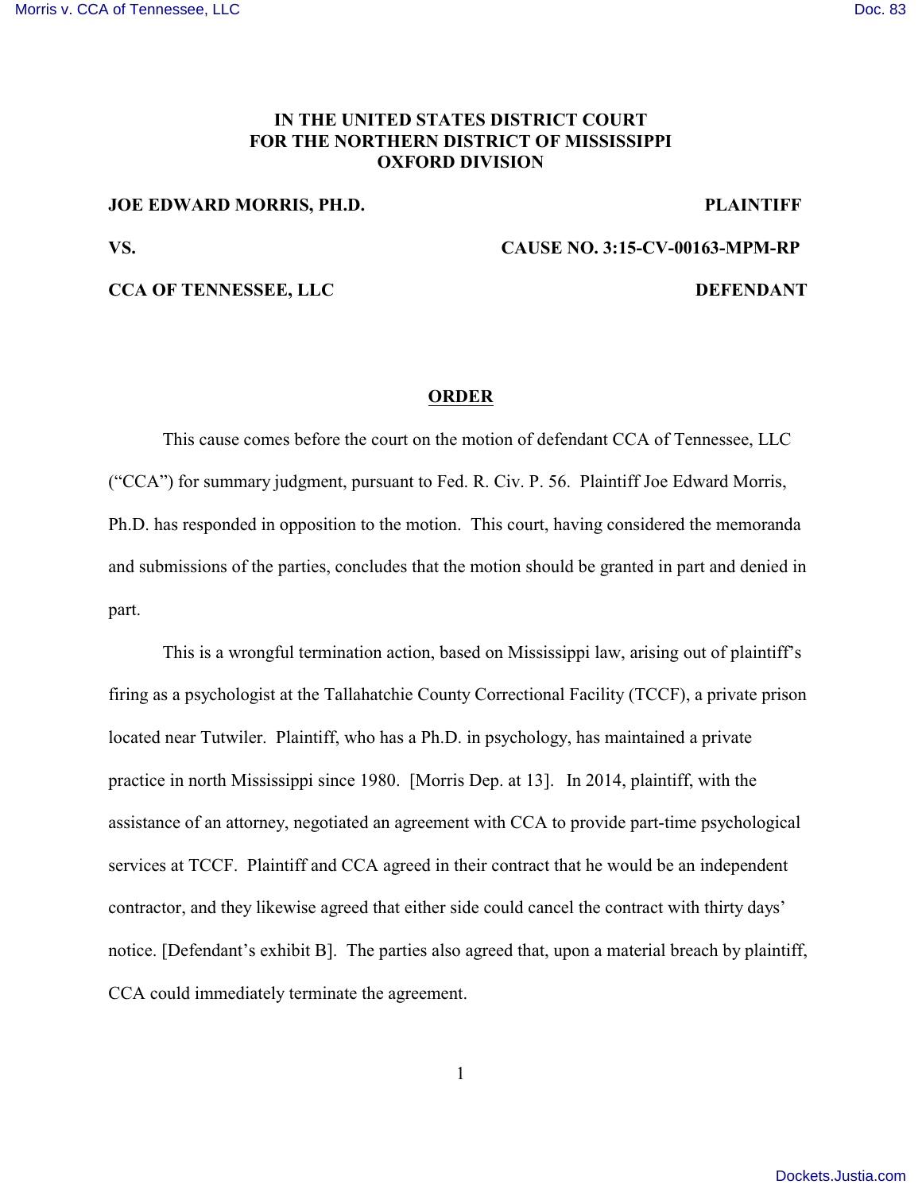**IN THE UNITED STATES DISTRICT COURT**
**FOR THE NORTHERN DISTRICT OF MISSISSIPPI**
**OXFORD DIVISION**

**JOE EDWARD MORRIS, PH.D.** **PLAINTIFF**

**VS.** **CAUSE NO. 3:15-CV-00163-MPM-RP**

**CCA OF TENNESSEE, LLC** **DEFENDANT**

**ORDER**

This cause comes before the court on the motion of defendant CCA of Tennessee, LLC ("CCA") for summary judgment, pursuant to Fed. R. Civ. P. 56. Plaintiff Joe Edward Morris, Ph.D. has responded in opposition to the motion. This court, having considered the memoranda and submissions of the parties, concludes that the motion should be granted in part and denied in part.

This is a wrongful termination action, based on Mississippi law, arising out of plaintiff's firing as a psychologist at the Tallahatchie County Correctional Facility (TCCF), a private prison located near Tutwiler. Plaintiff, who has a Ph.D. in psychology, has maintained a private practice in north Mississippi since 1980. [Morris Dep. at 13]. In 2014, plaintiff, with the assistance of an attorney, negotiated an agreement with CCA to provide part-time psychological services at TCCF. Plaintiff and CCA agreed in their contract that he would be an independent contractor, and they likewise agreed that either side could cancel the contract with thirty days' notice. [Defendant's exhibit B]. The parties also agreed that, upon a material breach by plaintiff, CCA could immediately terminate the agreement.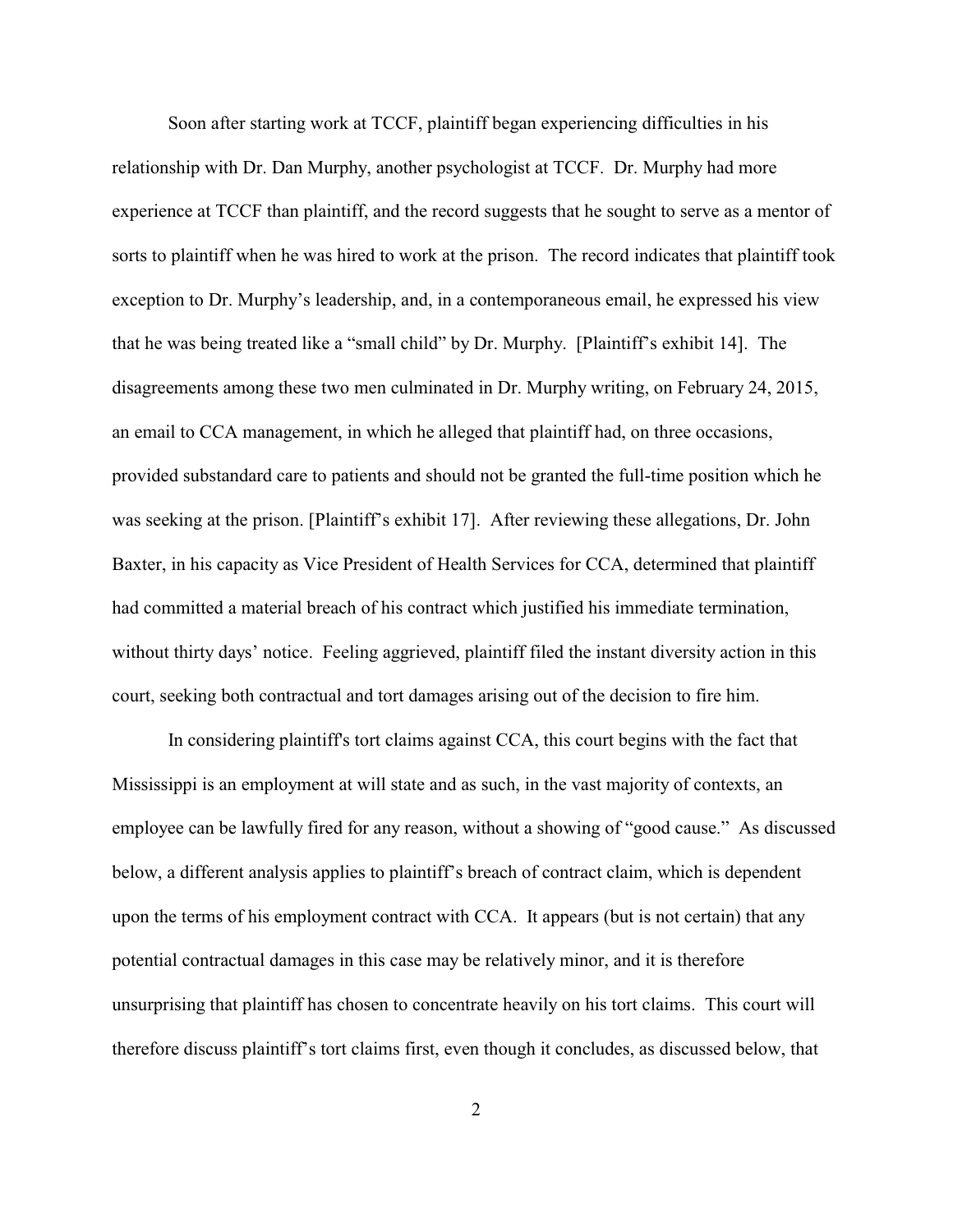Soon after starting work at TCCF, plaintiff began experiencing difficulties in his relationship with Dr. Dan Murphy, another psychologist at TCCF. Dr. Murphy had more experience at TCCF than plaintiff, and the record suggests that he sought to serve as a mentor of sorts to plaintiff when he was hired to work at the prison. The record indicates that plaintiff took exception to Dr. Murphy's leadership, and, in a contemporaneous email, he expressed his view that he was being treated like a "small child" by Dr. Murphy. [Plaintiff's exhibit 14]. The disagreements among these two men culminated in Dr. Murphy writing, on February 24, 2015, an email to CCA management, in which he alleged that plaintiff had, on three occasions, provided substandard care to patients and should not be granted the full-time position which he was seeking at the prison. [Plaintiff's exhibit 17]. After reviewing these allegations, Dr. John Baxter, in his capacity as Vice President of Health Services for CCA, determined that plaintiff had committed a material breach of his contract which justified his immediate termination, without thirty days' notice. Feeling aggrieved, plaintiff filed the instant diversity action in this court, seeking both contractual and tort damages arising out of the decision to fire him.

In considering plaintiff's tort claims against CCA, this court begins with the fact that Mississippi is an employment at will state and as such, in the vast majority of contexts, an employee can be lawfully fired for any reason, without a showing of "good cause." As discussed below, a different analysis applies to plaintiff's breach of contract claim, which is dependent upon the terms of his employment contract with CCA. It appears (but is not certain) that any potential contractual damages in this case may be relatively minor, and it is therefore unsurprising that plaintiff has chosen to concentrate heavily on his tort claims. This court will therefore discuss plaintiff's tort claims first, even though it concludes, as discussed below, that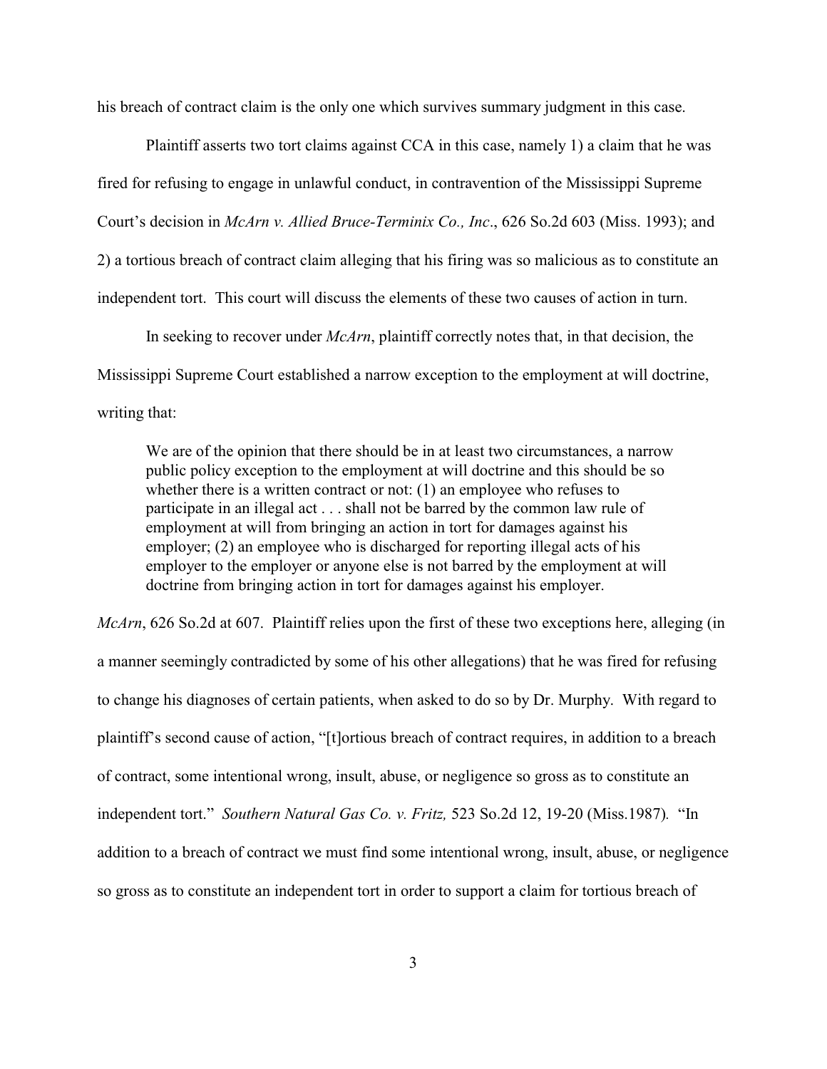his breach of contract claim is the only one which survives summary judgment in this case.

Plaintiff asserts two tort claims against CCA in this case, namely 1) a claim that he was fired for refusing to engage in unlawful conduct, in contravention of the Mississippi Supreme Court's decision in *McArn v. Allied Bruce-Terminix Co., Inc*., 626 So.2d 603 (Miss. 1993); and 2) a tortious breach of contract claim alleging that his firing was so malicious as to constitute an independent tort. This court will discuss the elements of these two causes of action in turn.

In seeking to recover under *McArn*, plaintiff correctly notes that, in that decision, the Mississippi Supreme Court established a narrow exception to the employment at will doctrine, writing that:

> We are of the opinion that there should be in at least two circumstances, a narrow public policy exception to the employment at will doctrine and this should be so whether there is a written contract or not: (1) an employee who refuses to participate in an illegal act . . . shall not be barred by the common law rule of employment at will from bringing an action in tort for damages against his employer; (2) an employee who is discharged for reporting illegal acts of his employer to the employer or anyone else is not barred by the employment at will doctrine from bringing action in tort for damages against his employer.

*McArn*, 626 So.2d at 607. Plaintiff relies upon the first of these two exceptions here, alleging (in a manner seemingly contradicted by some of his other allegations) that he was fired for refusing to change his diagnoses of certain patients, when asked to do so by Dr. Murphy. With regard to plaintiff's second cause of action, "[t]ortious breach of contract requires, in addition to a breach of contract, some intentional wrong, insult, abuse, or negligence so gross as to constitute an independent tort." *Southern Natural Gas Co. v. Fritz,* 523 So.2d 12, 19-20 (Miss.1987). "In addition to a breach of contract we must find some intentional wrong, insult, abuse, or negligence so gross as to constitute an independent tort in order to support a claim for tortious breach of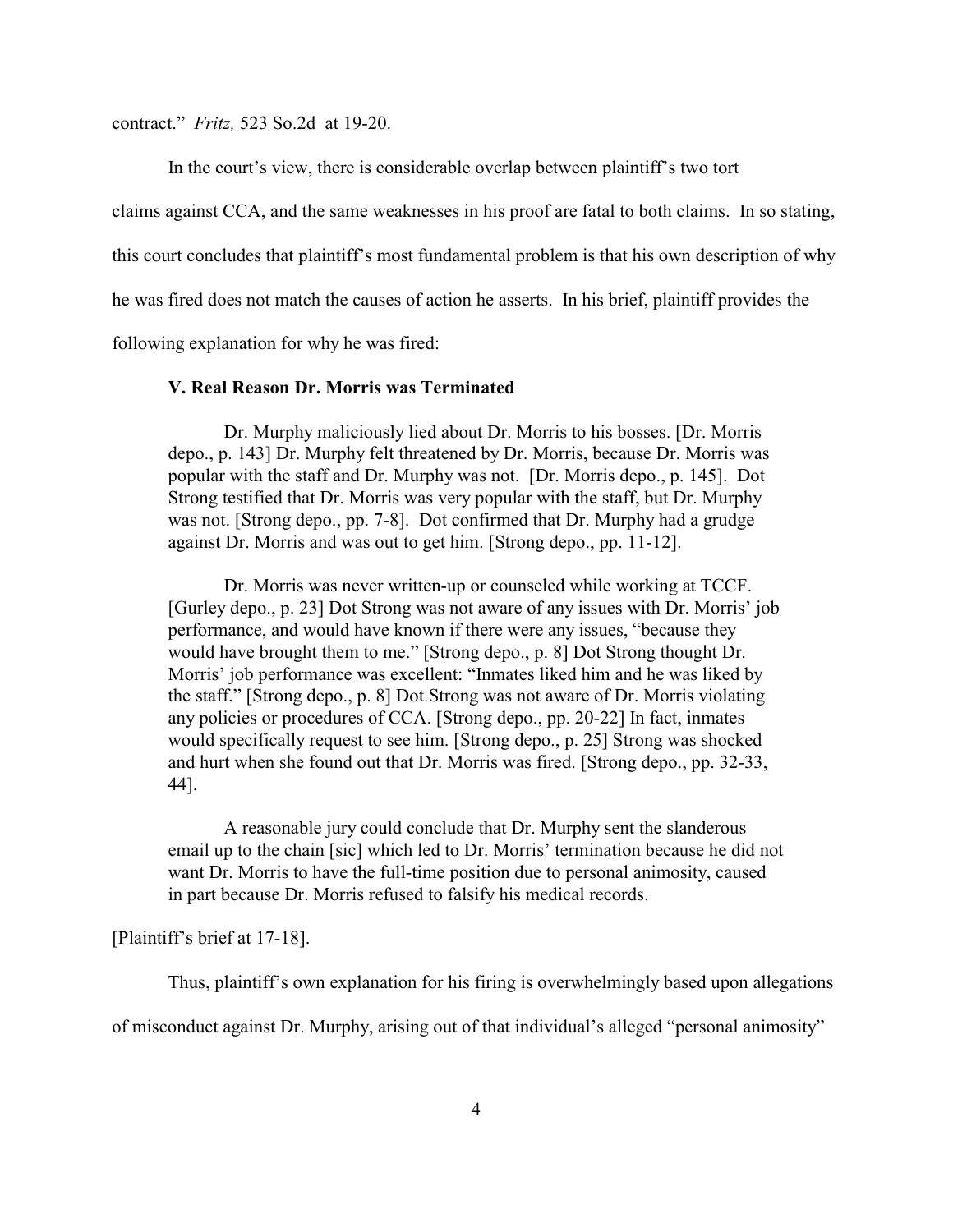contract." *Fritz,* 523 So.2d at 19-20.

In the court's view, there is considerable overlap between plaintiff's two tort claims against CCA, and the same weaknesses in his proof are fatal to both claims. In so stating, this court concludes that plaintiff's most fundamental problem is that his own description of why he was fired does not match the causes of action he asserts. In his brief, plaintiff provides the following explanation for why he was fired:

> **V. Real Reason Dr. Morris was Terminated**
>
> Dr. Murphy maliciously lied about Dr. Morris to his bosses. [Dr. Morris depo., p. 143] Dr. Murphy felt threatened by Dr. Morris, because Dr. Morris was popular with the staff and Dr. Murphy was not. [Dr. Morris depo., p. 145]. Dot Strong testified that Dr. Morris was very popular with the staff, but Dr. Murphy was not. [Strong depo., pp. 7-8]. Dot confirmed that Dr. Murphy had a grudge against Dr. Morris and was out to get him. [Strong depo., pp. 11-12].
>
> Dr. Morris was never written-up or counseled while working at TCCF. [Gurley depo., p. 23] Dot Strong was not aware of any issues with Dr. Morris' job performance, and would have known if there were any issues, "because they would have brought them to me." [Strong depo., p. 8] Dot Strong thought Dr. Morris' job performance was excellent: "Inmates liked him and he was liked by the staff." [Strong depo., p. 8] Dot Strong was not aware of Dr. Morris violating any policies or procedures of CCA. [Strong depo., pp. 20-22] In fact, inmates would specifically request to see him. [Strong depo., p. 25] Strong was shocked and hurt when she found out that Dr. Morris was fired. [Strong depo., pp. 32-33, 44].
>
> A reasonable jury could conclude that Dr. Murphy sent the slanderous email up to the chain [sic] which led to Dr. Morris' termination because he did not want Dr. Morris to have the full-time position due to personal animosity, caused in part because Dr. Morris refused to falsify his medical records.

[Plaintiff's brief at 17-18].

Thus, plaintiff's own explanation for his firing is overwhelmingly based upon allegations of misconduct against Dr. Murphy, arising out of that individual's alleged "personal animosity"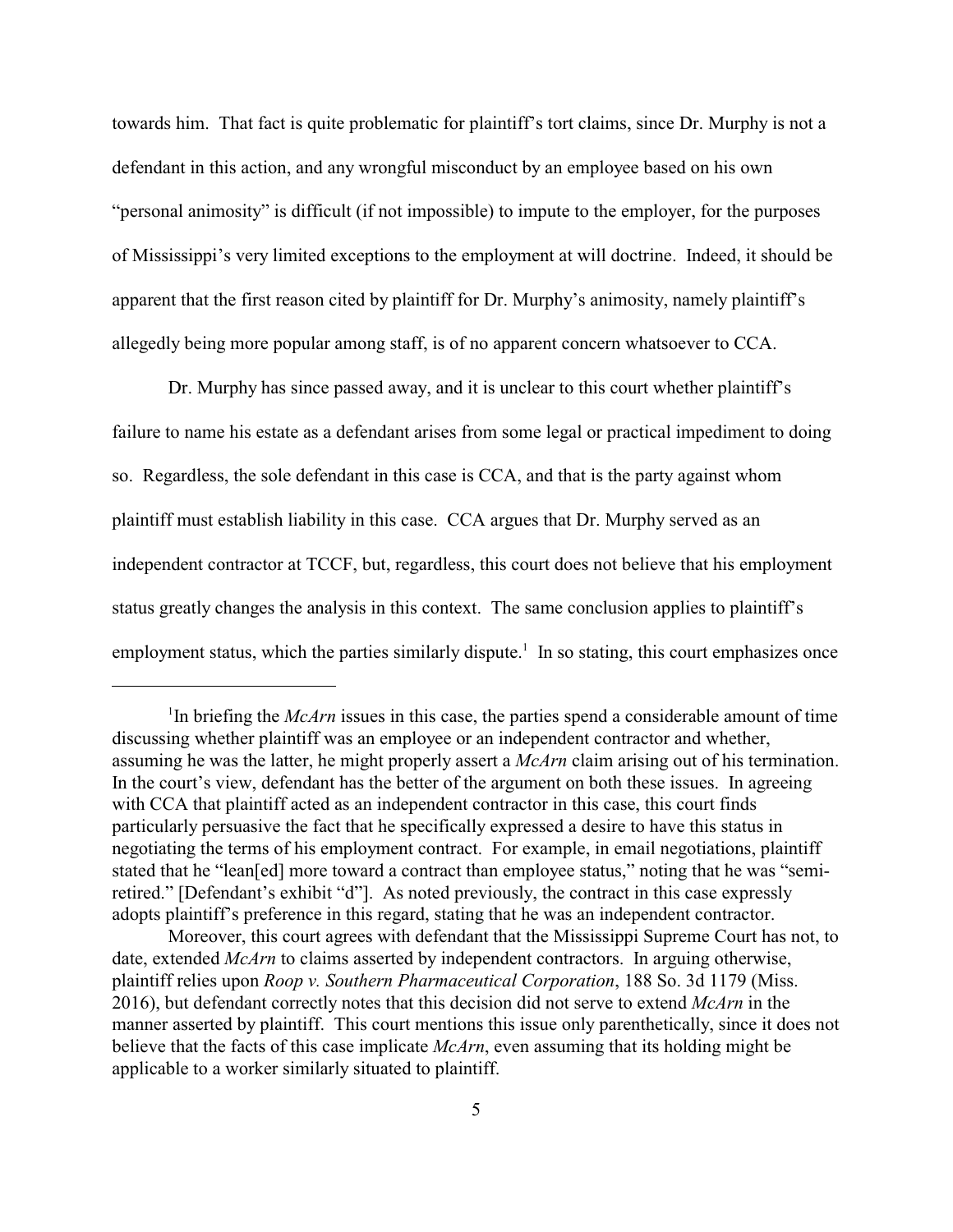towards him. That fact is quite problematic for plaintiff's tort claims, since Dr. Murphy is not a defendant in this action, and any wrongful misconduct by an employee based on his own "personal animosity" is difficult (if not impossible) to impute to the employer, for the purposes of Mississippi's very limited exceptions to the employment at will doctrine. Indeed, it should be apparent that the first reason cited by plaintiff for Dr. Murphy's animosity, namely plaintiff's allegedly being more popular among staff, is of no apparent concern whatsoever to CCA.

Dr. Murphy has since passed away, and it is unclear to this court whether plaintiff's failure to name his estate as a defendant arises from some legal or practical impediment to doing so. Regardless, the sole defendant in this case is CCA, and that is the party against whom plaintiff must establish liability in this case. CCA argues that Dr. Murphy served as an independent contractor at TCCF, but, regardless, this court does not believe that his employment status greatly changes the analysis in this context. The same conclusion applies to plaintiff's employment status, which the parties similarly dispute.[1] In so stating, this court emphasizes once

---

[1]In briefing the *McArn* issues in this case, the parties spend a considerable amount of time discussing whether plaintiff was an employee or an independent contractor and whether, assuming he was the latter, he might properly assert a *McArn* claim arising out of his termination. In the court's view, defendant has the better of the argument on both these issues. In agreeing with CCA that plaintiff acted as an independent contractor in this case, this court finds particularly persuasive the fact that he specifically expressed a desire to have this status in negotiating the terms of his employment contract. For example, in email negotiations, plaintiff stated that he "lean[ed] more toward a contract than employee status," noting that he was "semi-retired." [Defendant's exhibit "d"]. As noted previously, the contract in this case expressly adopts plaintiff's preference in this regard, stating that he was an independent contractor.

Moreover, this court agrees with defendant that the Mississippi Supreme Court has not, to date, extended *McArn* to claims asserted by independent contractors. In arguing otherwise, plaintiff relies upon *Roop v. Southern Pharmaceutical Corporation*, 188 So. 3d 1179 (Miss. 2016), but defendant correctly notes that this decision did not serve to extend *McArn* in the manner asserted by plaintiff. This court mentions this issue only parenthetically, since it does not believe that the facts of this case implicate *McArn*, even assuming that its holding might be applicable to a worker similarly situated to plaintiff.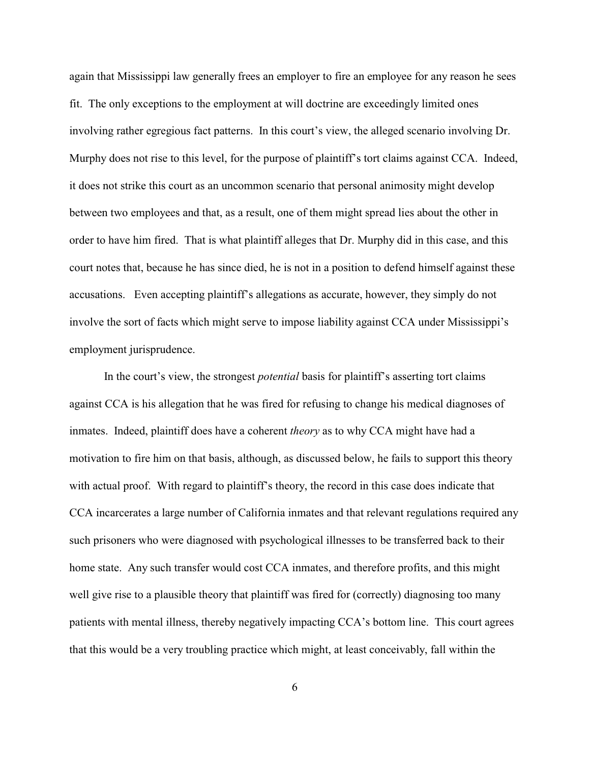again that Mississippi law generally frees an employer to fire an employee for any reason he sees fit. The only exceptions to the employment at will doctrine are exceedingly limited ones involving rather egregious fact patterns. In this court's view, the alleged scenario involving Dr. Murphy does not rise to this level, for the purpose of plaintiff's tort claims against CCA. Indeed, it does not strike this court as an uncommon scenario that personal animosity might develop between two employees and that, as a result, one of them might spread lies about the other in order to have him fired. That is what plaintiff alleges that Dr. Murphy did in this case, and this court notes that, because he has since died, he is not in a position to defend himself against these accusations. Even accepting plaintiff's allegations as accurate, however, they simply do not involve the sort of facts which might serve to impose liability against CCA under Mississippi's employment jurisprudence.

In the court's view, the strongest *potential* basis for plaintiff's asserting tort claims against CCA is his allegation that he was fired for refusing to change his medical diagnoses of inmates. Indeed, plaintiff does have a coherent *theory* as to why CCA might have had a motivation to fire him on that basis, although, as discussed below, he fails to support this theory with actual proof. With regard to plaintiff's theory, the record in this case does indicate that CCA incarcerates a large number of California inmates and that relevant regulations required any such prisoners who were diagnosed with psychological illnesses to be transferred back to their home state. Any such transfer would cost CCA inmates, and therefore profits, and this might well give rise to a plausible theory that plaintiff was fired for (correctly) diagnosing too many patients with mental illness, thereby negatively impacting CCA's bottom line. This court agrees that this would be a very troubling practice which might, at least conceivably, fall within the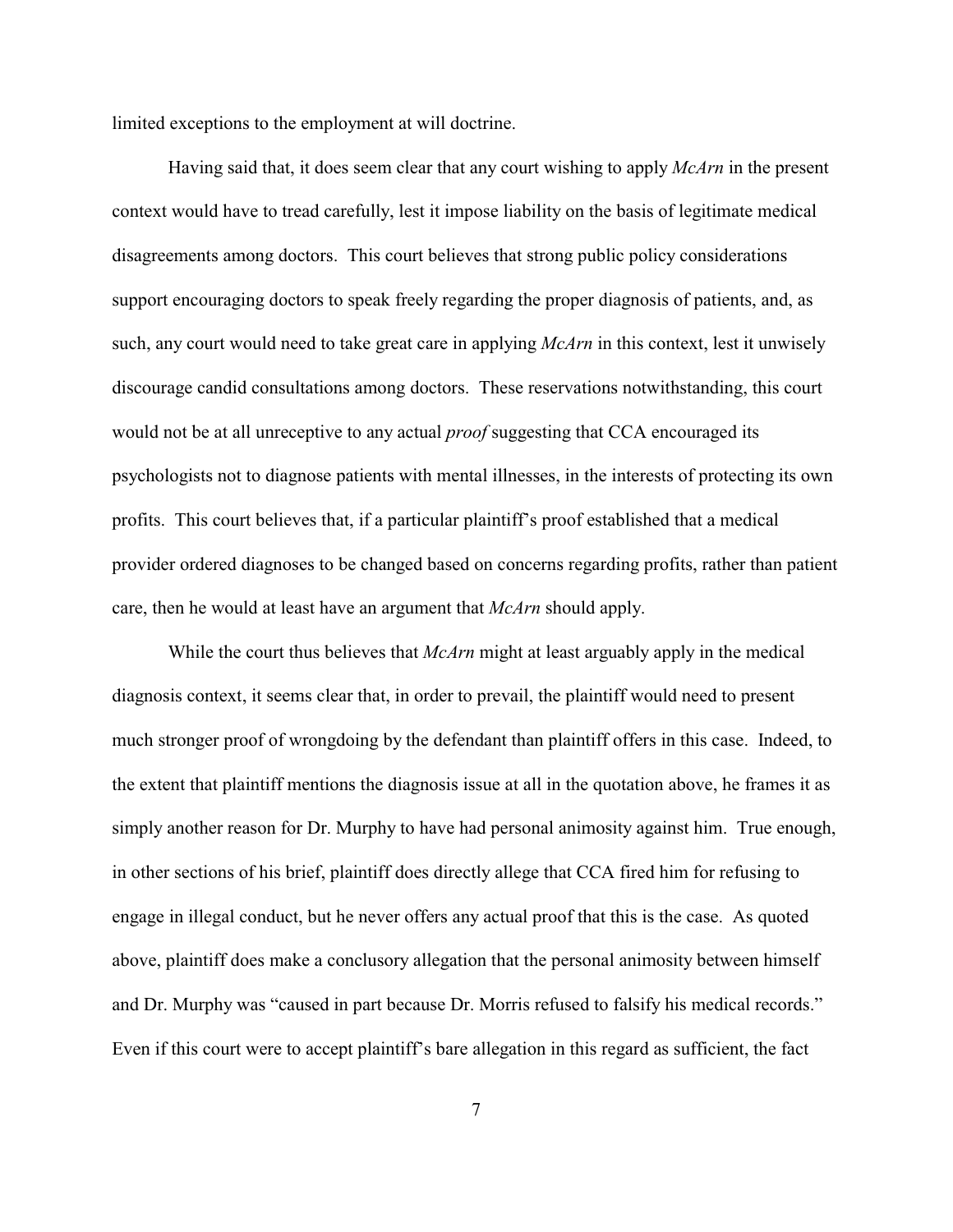limited exceptions to the employment at will doctrine.

Having said that, it does seem clear that any court wishing to apply *McArn* in the present context would have to tread carefully, lest it impose liability on the basis of legitimate medical disagreements among doctors. This court believes that strong public policy considerations support encouraging doctors to speak freely regarding the proper diagnosis of patients, and, as such, any court would need to take great care in applying *McArn* in this context, lest it unwisely discourage candid consultations among doctors. These reservations notwithstanding, this court would not be at all unreceptive to any actual *proof* suggesting that CCA encouraged its psychologists not to diagnose patients with mental illnesses, in the interests of protecting its own profits. This court believes that, if a particular plaintiff's proof established that a medical provider ordered diagnoses to be changed based on concerns regarding profits, rather than patient care, then he would at least have an argument that *McArn* should apply.

While the court thus believes that *McArn* might at least arguably apply in the medical diagnosis context, it seems clear that, in order to prevail, the plaintiff would need to present much stronger proof of wrongdoing by the defendant than plaintiff offers in this case. Indeed, to the extent that plaintiff mentions the diagnosis issue at all in the quotation above, he frames it as simply another reason for Dr. Murphy to have had personal animosity against him. True enough, in other sections of his brief, plaintiff does directly allege that CCA fired him for refusing to engage in illegal conduct, but he never offers any actual proof that this is the case. As quoted above, plaintiff does make a conclusory allegation that the personal animosity between himself and Dr. Murphy was "caused in part because Dr. Morris refused to falsify his medical records." Even if this court were to accept plaintiff's bare allegation in this regard as sufficient, the fact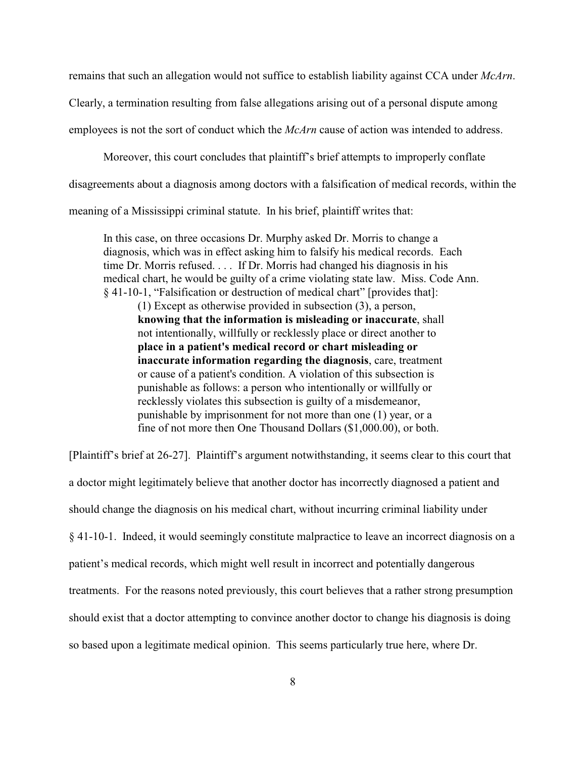remains that such an allegation would not suffice to establish liability against CCA under *McArn*. Clearly, a termination resulting from false allegations arising out of a personal dispute among employees is not the sort of conduct which the *McArn* cause of action was intended to address.

Moreover, this court concludes that plaintiff's brief attempts to improperly conflate disagreements about a diagnosis among doctors with a falsification of medical records, within the meaning of a Mississippi criminal statute. In his brief, plaintiff writes that:

> In this case, on three occasions Dr. Murphy asked Dr. Morris to change a diagnosis, which was in effect asking him to falsify his medical records. Each time Dr. Morris refused. . . . If Dr. Morris had changed his diagnosis in his medical chart, he would be guilty of a crime violating state law. Miss. Code Ann. § 41-10-1, "Falsification or destruction of medical chart" [provides that]:
>
> > (1) Except as otherwise provided in subsection (3), a person, **knowing that the information is misleading or inaccurate**, shall not intentionally, willfully or recklessly place or direct another to **place in a patient's medical record or chart misleading or inaccurate information regarding the diagnosis**, care, treatment or cause of a patient's condition. A violation of this subsection is punishable as follows: a person who intentionally or willfully or recklessly violates this subsection is guilty of a misdemeanor, punishable by imprisonment for not more than one (1) year, or a fine of not more then One Thousand Dollars ($1,000.00), or both.

[Plaintiff's brief at 26-27]. Plaintiff's argument notwithstanding, it seems clear to this court that a doctor might legitimately believe that another doctor has incorrectly diagnosed a patient and should change the diagnosis on his medical chart, without incurring criminal liability under § 41-10-1. Indeed, it would seemingly constitute malpractice to leave an incorrect diagnosis on a patient's medical records, which might well result in incorrect and potentially dangerous treatments. For the reasons noted previously, this court believes that a rather strong presumption should exist that a doctor attempting to convince another doctor to change his diagnosis is doing so based upon a legitimate medical opinion. This seems particularly true here, where Dr.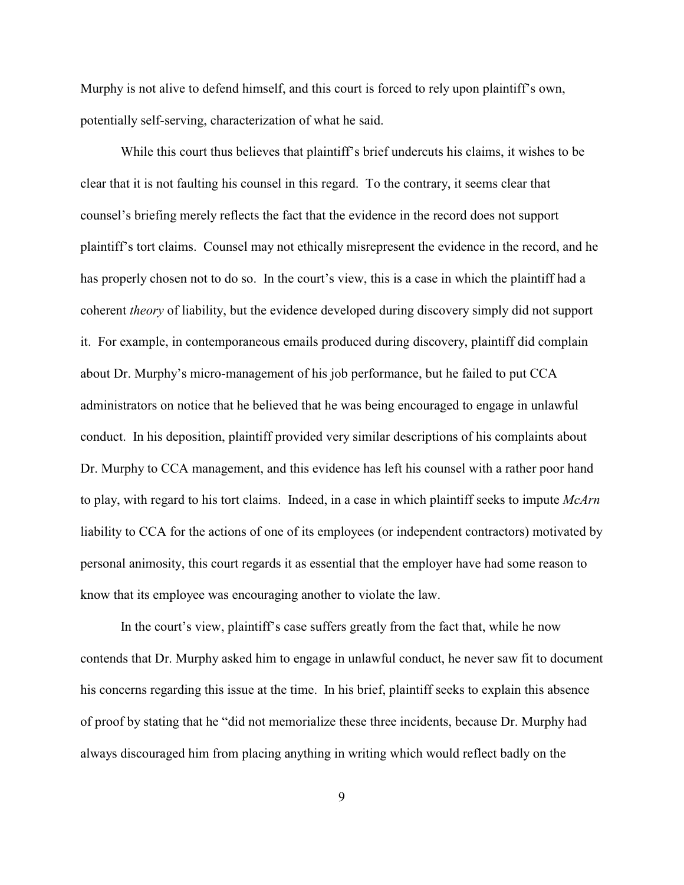Murphy is not alive to defend himself, and this court is forced to rely upon plaintiff's own, potentially self-serving, characterization of what he said.

While this court thus believes that plaintiff's brief undercuts his claims, it wishes to be clear that it is not faulting his counsel in this regard. To the contrary, it seems clear that counsel's briefing merely reflects the fact that the evidence in the record does not support plaintiff's tort claims. Counsel may not ethically misrepresent the evidence in the record, and he has properly chosen not to do so. In the court's view, this is a case in which the plaintiff had a coherent *theory* of liability, but the evidence developed during discovery simply did not support it. For example, in contemporaneous emails produced during discovery, plaintiff did complain about Dr. Murphy's micro-management of his job performance, but he failed to put CCA administrators on notice that he believed that he was being encouraged to engage in unlawful conduct. In his deposition, plaintiff provided very similar descriptions of his complaints about Dr. Murphy to CCA management, and this evidence has left his counsel with a rather poor hand to play, with regard to his tort claims. Indeed, in a case in which plaintiff seeks to impute *McArn* liability to CCA for the actions of one of its employees (or independent contractors) motivated by personal animosity, this court regards it as essential that the employer have had some reason to know that its employee was encouraging another to violate the law.

In the court's view, plaintiff's case suffers greatly from the fact that, while he now contends that Dr. Murphy asked him to engage in unlawful conduct, he never saw fit to document his concerns regarding this issue at the time. In his brief, plaintiff seeks to explain this absence of proof by stating that he "did not memorialize these three incidents, because Dr. Murphy had always discouraged him from placing anything in writing which would reflect badly on the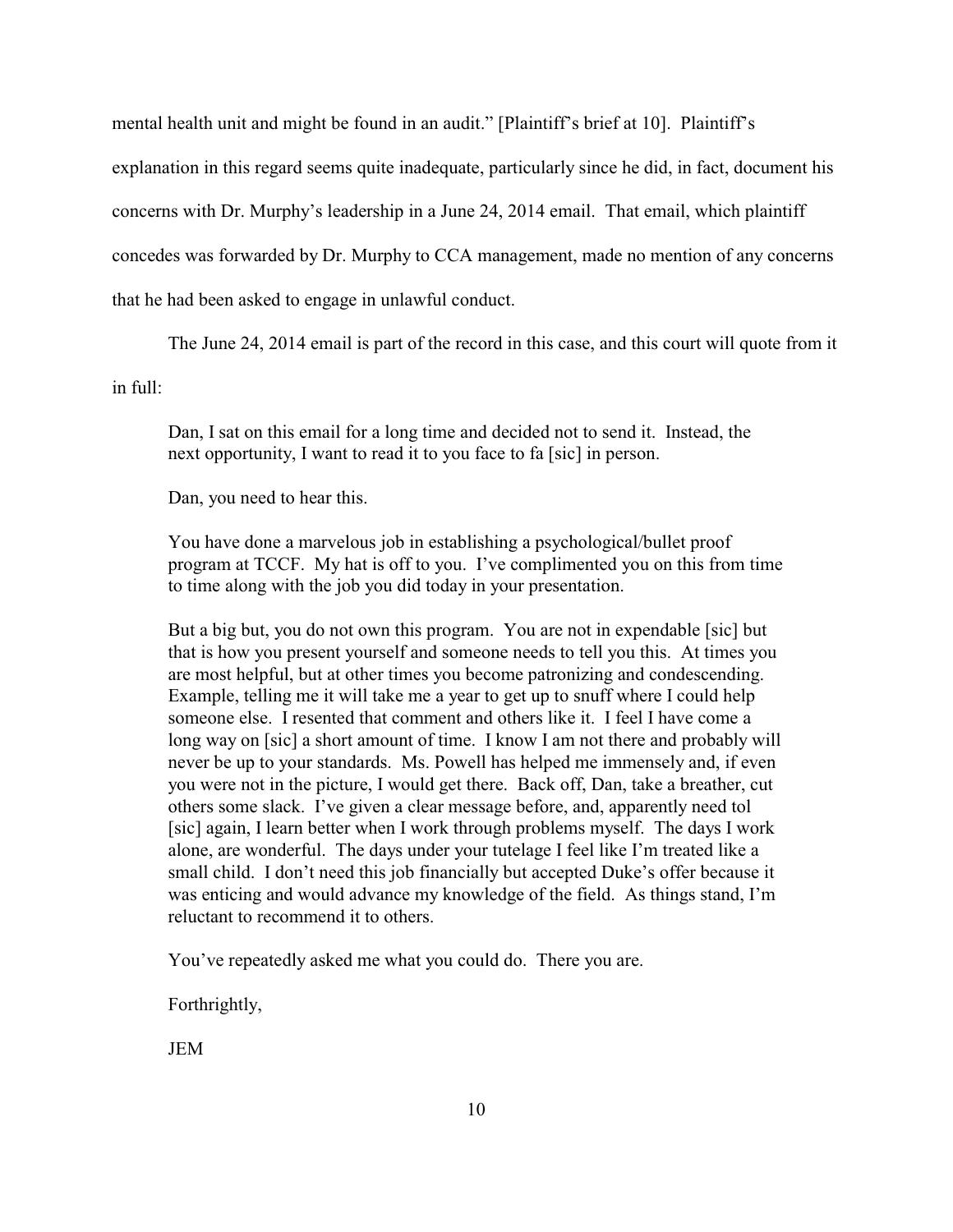mental health unit and might be found in an audit." [Plaintiff's brief at 10]. Plaintiff's explanation in this regard seems quite inadequate, particularly since he did, in fact, document his concerns with Dr. Murphy's leadership in a June 24, 2014 email. That email, which plaintiff concedes was forwarded by Dr. Murphy to CCA management, made no mention of any concerns that he had been asked to engage in unlawful conduct.

The June 24, 2014 email is part of the record in this case, and this court will quote from it in full:

> Dan, I sat on this email for a long time and decided not to send it. Instead, the next opportunity, I want to read it to you face to fa [sic] in person.
>
> Dan, you need to hear this.
>
> You have done a marvelous job in establishing a psychological/bullet proof program at TCCF. My hat is off to you. I've complimented you on this from time to time along with the job you did today in your presentation.
>
> But a big but, you do not own this program. You are not in expendable [sic] but that is how you present yourself and someone needs to tell you this. At times you are most helpful, but at other times you become patronizing and condescending. Example, telling me it will take me a year to get up to snuff where I could help someone else. I resented that comment and others like it. I feel I have come a long way on [sic] a short amount of time. I know I am not there and probably will never be up to your standards. Ms. Powell has helped me immensely and, if even you were not in the picture, I would get there. Back off, Dan, take a breather, cut others some slack. I've given a clear message before, and, apparently need tol [sic] again, I learn better when I work through problems myself. The days I work alone, are wonderful. The days under your tutelage I feel like I'm treated like a small child. I don't need this job financially but accepted Duke's offer because it was enticing and would advance my knowledge of the field. As things stand, I'm reluctant to recommend it to others.
>
> You've repeatedly asked me what you could do. There you are.
>
> Forthrightly,
>
> JEM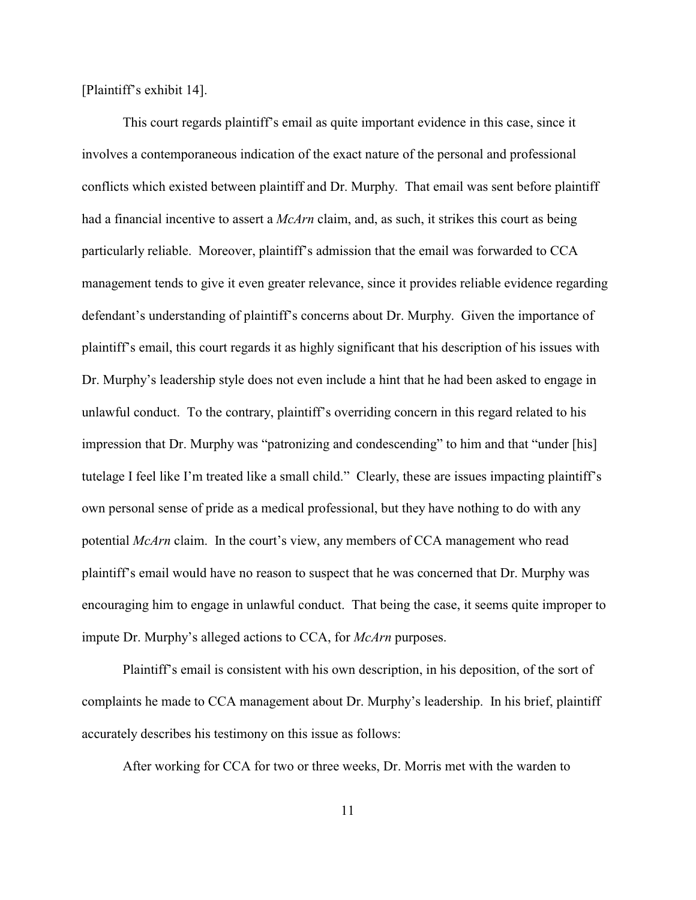[Plaintiff's exhibit 14].

This court regards plaintiff's email as quite important evidence in this case, since it involves a contemporaneous indication of the exact nature of the personal and professional conflicts which existed between plaintiff and Dr. Murphy. That email was sent before plaintiff had a financial incentive to assert a *McArn* claim, and, as such, it strikes this court as being particularly reliable. Moreover, plaintiff's admission that the email was forwarded to CCA management tends to give it even greater relevance, since it provides reliable evidence regarding defendant's understanding of plaintiff's concerns about Dr. Murphy. Given the importance of plaintiff's email, this court regards it as highly significant that his description of his issues with Dr. Murphy's leadership style does not even include a hint that he had been asked to engage in unlawful conduct. To the contrary, plaintiff's overriding concern in this regard related to his impression that Dr. Murphy was "patronizing and condescending" to him and that "under [his] tutelage I feel like I'm treated like a small child." Clearly, these are issues impacting plaintiff's own personal sense of pride as a medical professional, but they have nothing to do with any potential *McArn* claim. In the court's view, any members of CCA management who read plaintiff's email would have no reason to suspect that he was concerned that Dr. Murphy was encouraging him to engage in unlawful conduct. That being the case, it seems quite improper to impute Dr. Murphy's alleged actions to CCA, for *McArn* purposes.

Plaintiff's email is consistent with his own description, in his deposition, of the sort of complaints he made to CCA management about Dr. Murphy's leadership. In his brief, plaintiff accurately describes his testimony on this issue as follows:

After working for CCA for two or three weeks, Dr. Morris met with the warden to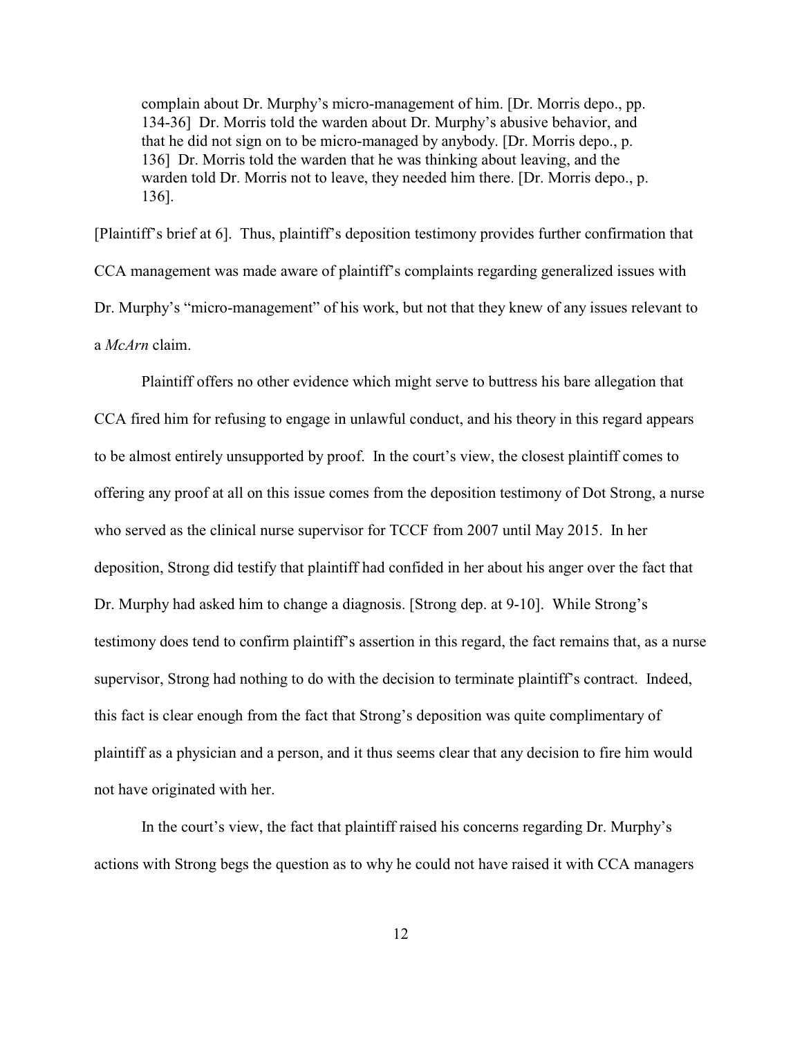> complain about Dr. Murphy's micro-management of him. [Dr. Morris depo., pp. 134-36] Dr. Morris told the warden about Dr. Murphy's abusive behavior, and that he did not sign on to be micro-managed by anybody. [Dr. Morris depo., p. 136] Dr. Morris told the warden that he was thinking about leaving, and the warden told Dr. Morris not to leave, they needed him there. [Dr. Morris depo., p. 136].

[Plaintiff's brief at 6]. Thus, plaintiff's deposition testimony provides further confirmation that CCA management was made aware of plaintiff's complaints regarding generalized issues with Dr. Murphy's "micro-management" of his work, but not that they knew of any issues relevant to a *McArn* claim.

Plaintiff offers no other evidence which might serve to buttress his bare allegation that CCA fired him for refusing to engage in unlawful conduct, and his theory in this regard appears to be almost entirely unsupported by proof. In the court's view, the closest plaintiff comes to offering any proof at all on this issue comes from the deposition testimony of Dot Strong, a nurse who served as the clinical nurse supervisor for TCCF from 2007 until May 2015. In her deposition, Strong did testify that plaintiff had confided in her about his anger over the fact that Dr. Murphy had asked him to change a diagnosis. [Strong dep. at 9-10]. While Strong's testimony does tend to confirm plaintiff's assertion in this regard, the fact remains that, as a nurse supervisor, Strong had nothing to do with the decision to terminate plaintiff's contract. Indeed, this fact is clear enough from the fact that Strong's deposition was quite complimentary of plaintiff as a physician and a person, and it thus seems clear that any decision to fire him would not have originated with her.

In the court's view, the fact that plaintiff raised his concerns regarding Dr. Murphy's actions with Strong begs the question as to why he could not have raised it with CCA managers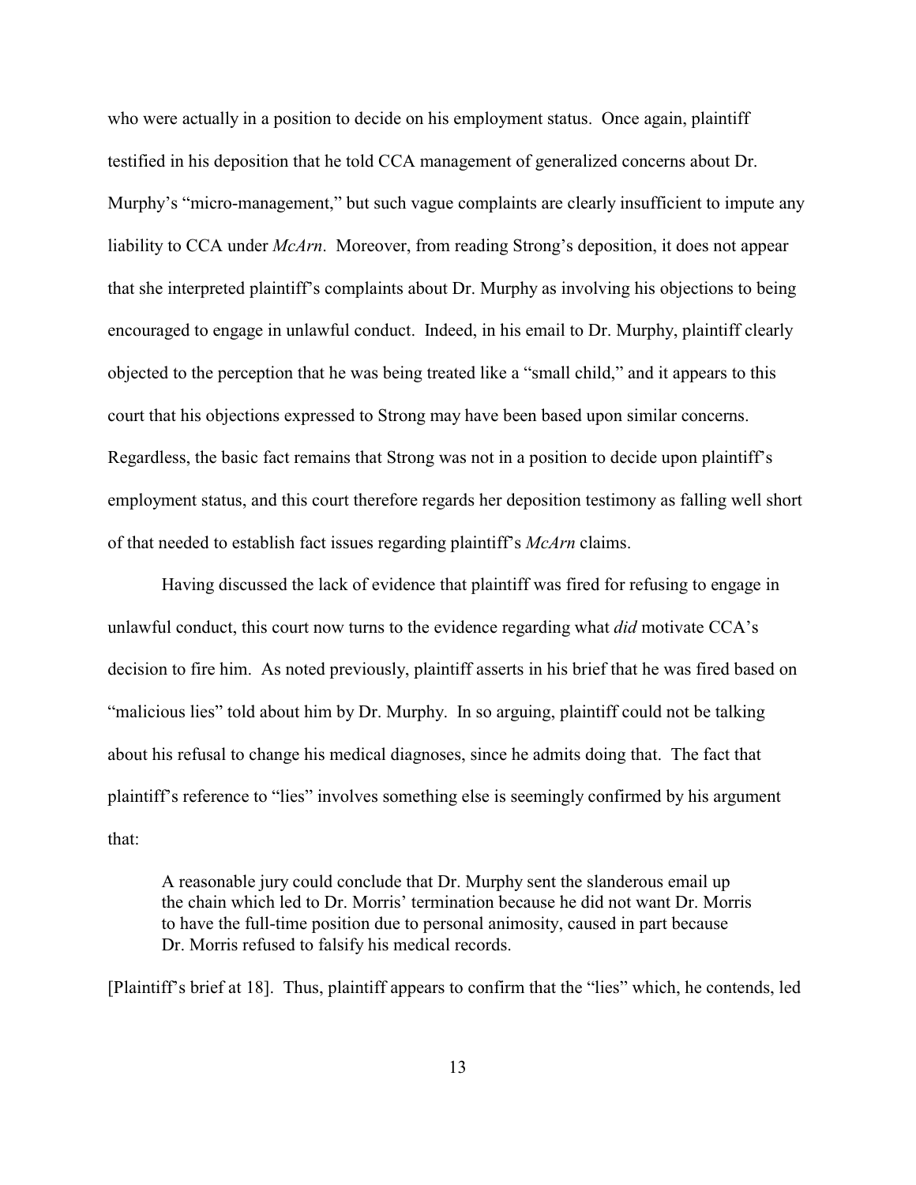who were actually in a position to decide on his employment status. Once again, plaintiff testified in his deposition that he told CCA management of generalized concerns about Dr. Murphy's "micro-management," but such vague complaints are clearly insufficient to impute any liability to CCA under *McArn*. Moreover, from reading Strong's deposition, it does not appear that she interpreted plaintiff's complaints about Dr. Murphy as involving his objections to being encouraged to engage in unlawful conduct. Indeed, in his email to Dr. Murphy, plaintiff clearly objected to the perception that he was being treated like a "small child," and it appears to this court that his objections expressed to Strong may have been based upon similar concerns. Regardless, the basic fact remains that Strong was not in a position to decide upon plaintiff's employment status, and this court therefore regards her deposition testimony as falling well short of that needed to establish fact issues regarding plaintiff's *McArn* claims.

Having discussed the lack of evidence that plaintiff was fired for refusing to engage in unlawful conduct, this court now turns to the evidence regarding what *did* motivate CCA's decision to fire him. As noted previously, plaintiff asserts in his brief that he was fired based on "malicious lies" told about him by Dr. Murphy. In so arguing, plaintiff could not be talking about his refusal to change his medical diagnoses, since he admits doing that. The fact that plaintiff's reference to "lies" involves something else is seemingly confirmed by his argument that:

> A reasonable jury could conclude that Dr. Murphy sent the slanderous email up the chain which led to Dr. Morris' termination because he did not want Dr. Morris to have the full-time position due to personal animosity, caused in part because Dr. Morris refused to falsify his medical records.

[Plaintiff's brief at 18]. Thus, plaintiff appears to confirm that the "lies" which, he contends, led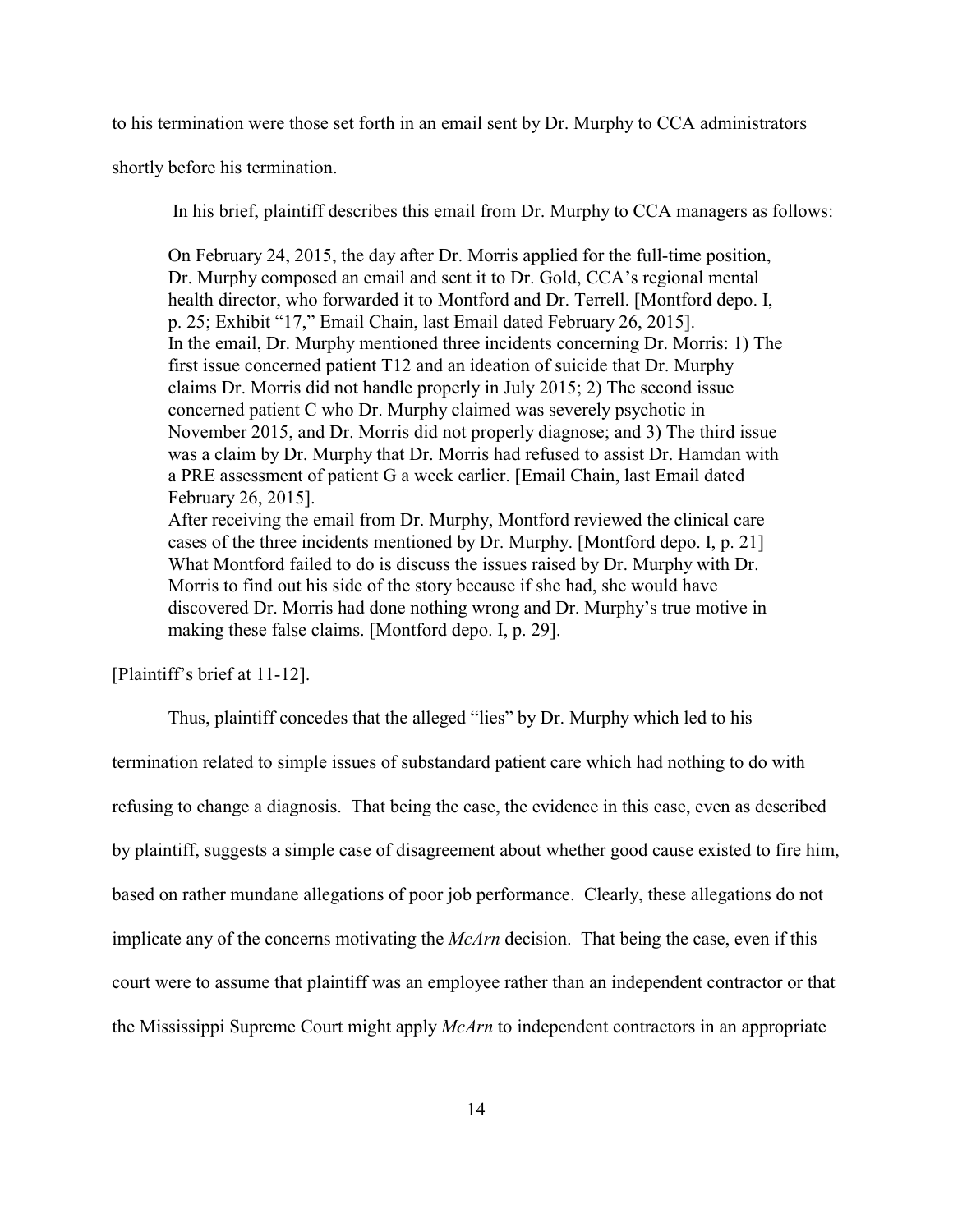to his termination were those set forth in an email sent by Dr. Murphy to CCA administrators shortly before his termination.

In his brief, plaintiff describes this email from Dr. Murphy to CCA managers as follows:

> On February 24, 2015, the day after Dr. Morris applied for the full-time position, Dr. Murphy composed an email and sent it to Dr. Gold, CCA's regional mental health director, who forwarded it to Montford and Dr. Terrell. [Montford depo. I, p. 25; Exhibit "17," Email Chain, last Email dated February 26, 2015].
> In the email, Dr. Murphy mentioned three incidents concerning Dr. Morris: 1) The first issue concerned patient T12 and an ideation of suicide that Dr. Murphy claims Dr. Morris did not handle properly in July 2015; 2) The second issue concerned patient C who Dr. Murphy claimed was severely psychotic in November 2015, and Dr. Morris did not properly diagnose; and 3) The third issue was a claim by Dr. Murphy that Dr. Morris had refused to assist Dr. Hamdan with a PRE assessment of patient G a week earlier. [Email Chain, last Email dated February 26, 2015].
> After receiving the email from Dr. Murphy, Montford reviewed the clinical care cases of the three incidents mentioned by Dr. Murphy. [Montford depo. I, p. 21] What Montford failed to do is discuss the issues raised by Dr. Murphy with Dr. Morris to find out his side of the story because if she had, she would have discovered Dr. Morris had done nothing wrong and Dr. Murphy's true motive in making these false claims. [Montford depo. I, p. 29].

[Plaintiff's brief at 11-12].

Thus, plaintiff concedes that the alleged "lies" by Dr. Murphy which led to his termination related to simple issues of substandard patient care which had nothing to do with refusing to change a diagnosis. That being the case, the evidence in this case, even as described by plaintiff, suggests a simple case of disagreement about whether good cause existed to fire him, based on rather mundane allegations of poor job performance. Clearly, these allegations do not implicate any of the concerns motivating the *McArn* decision. That being the case, even if this court were to assume that plaintiff was an employee rather than an independent contractor or that the Mississippi Supreme Court might apply *McArn* to independent contractors in an appropriate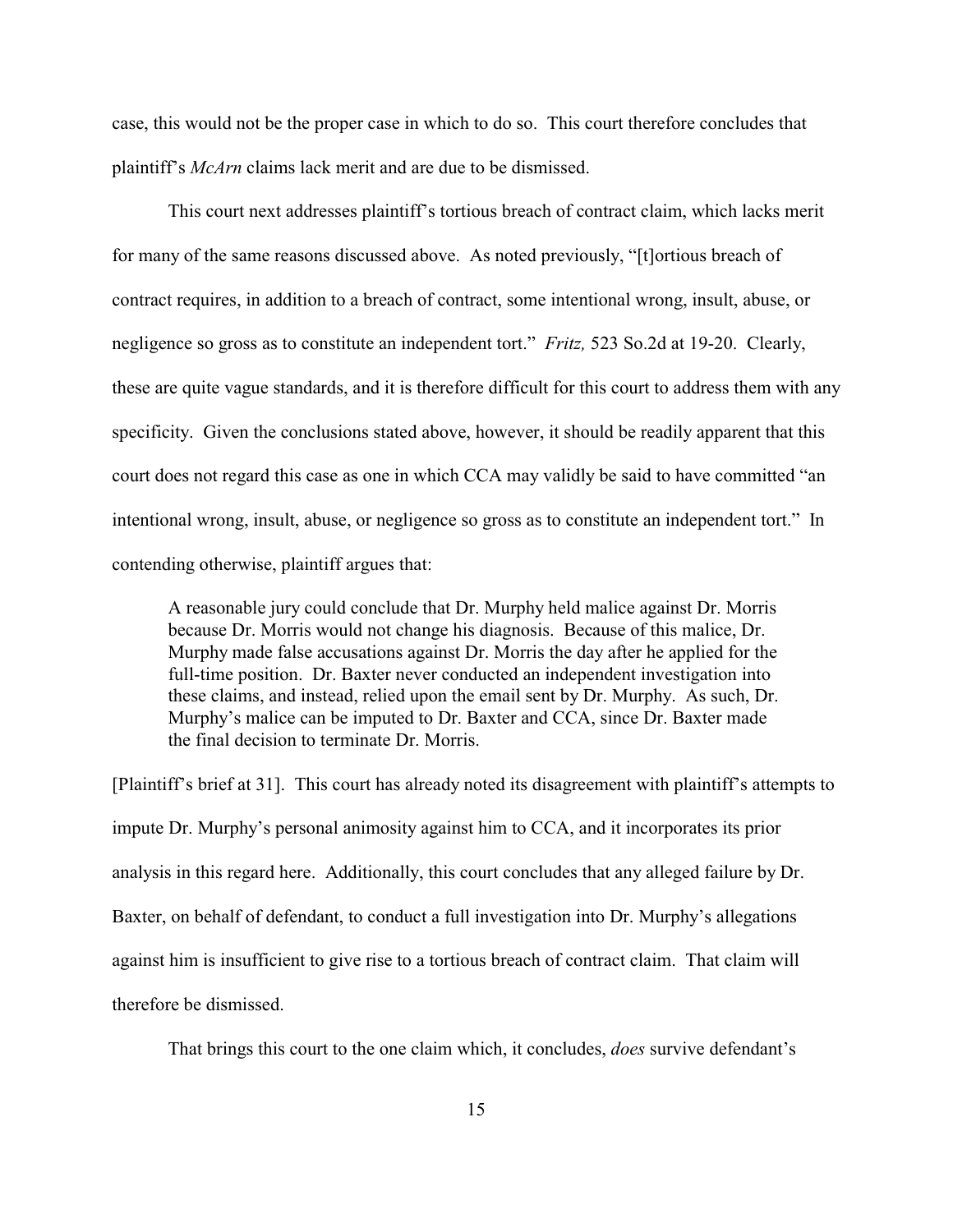case, this would not be the proper case in which to do so. This court therefore concludes that plaintiff's *McArn* claims lack merit and are due to be dismissed.

This court next addresses plaintiff's tortious breach of contract claim, which lacks merit for many of the same reasons discussed above. As noted previously, "[t]ortious breach of contract requires, in addition to a breach of contract, some intentional wrong, insult, abuse, or negligence so gross as to constitute an independent tort." *Fritz,* 523 So.2d at 19-20. Clearly, these are quite vague standards, and it is therefore difficult for this court to address them with any specificity. Given the conclusions stated above, however, it should be readily apparent that this court does not regard this case as one in which CCA may validly be said to have committed "an intentional wrong, insult, abuse, or negligence so gross as to constitute an independent tort." In contending otherwise, plaintiff argues that:

> A reasonable jury could conclude that Dr. Murphy held malice against Dr. Morris because Dr. Morris would not change his diagnosis. Because of this malice, Dr. Murphy made false accusations against Dr. Morris the day after he applied for the full-time position. Dr. Baxter never conducted an independent investigation into these claims, and instead, relied upon the email sent by Dr. Murphy. As such, Dr. Murphy's malice can be imputed to Dr. Baxter and CCA, since Dr. Baxter made the final decision to terminate Dr. Morris.

[Plaintiff's brief at 31]. This court has already noted its disagreement with plaintiff's attempts to impute Dr. Murphy's personal animosity against him to CCA, and it incorporates its prior analysis in this regard here. Additionally, this court concludes that any alleged failure by Dr. Baxter, on behalf of defendant, to conduct a full investigation into Dr. Murphy's allegations against him is insufficient to give rise to a tortious breach of contract claim. That claim will therefore be dismissed.

That brings this court to the one claim which, it concludes, *does* survive defendant's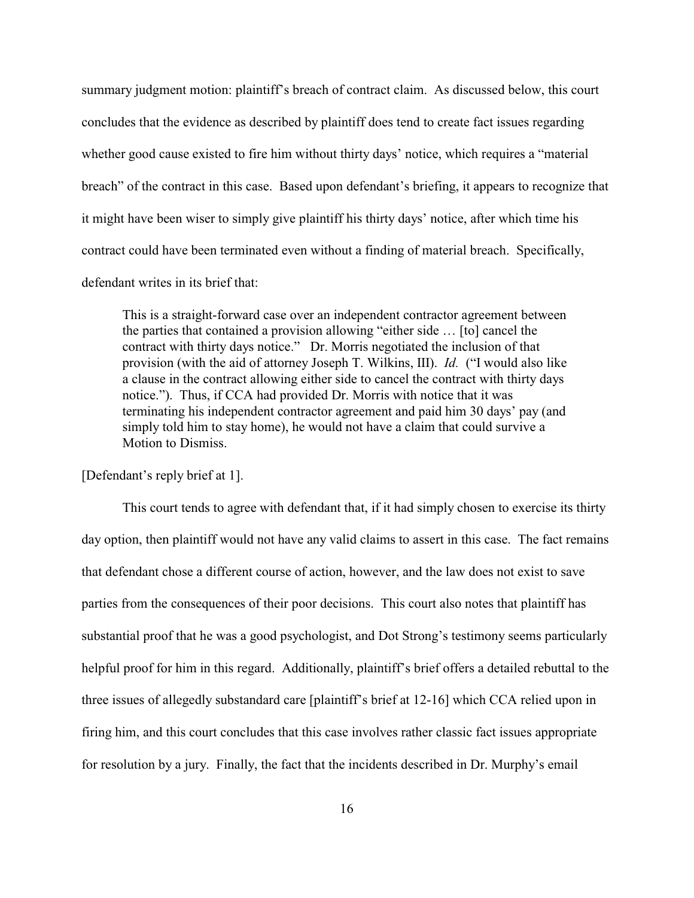summary judgment motion: plaintiff's breach of contract claim. As discussed below, this court concludes that the evidence as described by plaintiff does tend to create fact issues regarding whether good cause existed to fire him without thirty days' notice, which requires a "material breach" of the contract in this case. Based upon defendant's briefing, it appears to recognize that it might have been wiser to simply give plaintiff his thirty days' notice, after which time his contract could have been terminated even without a finding of material breach. Specifically, defendant writes in its brief that:

> This is a straight-forward case over an independent contractor agreement between the parties that contained a provision allowing "either side … [to] cancel the contract with thirty days notice." Dr. Morris negotiated the inclusion of that provision (with the aid of attorney Joseph T. Wilkins, III). *Id.* ("I would also like a clause in the contract allowing either side to cancel the contract with thirty days notice."). Thus, if CCA had provided Dr. Morris with notice that it was terminating his independent contractor agreement and paid him 30 days' pay (and simply told him to stay home), he would not have a claim that could survive a Motion to Dismiss.

[Defendant's reply brief at 1].

This court tends to agree with defendant that, if it had simply chosen to exercise its thirty day option, then plaintiff would not have any valid claims to assert in this case. The fact remains that defendant chose a different course of action, however, and the law does not exist to save parties from the consequences of their poor decisions. This court also notes that plaintiff has substantial proof that he was a good psychologist, and Dot Strong's testimony seems particularly helpful proof for him in this regard. Additionally, plaintiff's brief offers a detailed rebuttal to the three issues of allegedly substandard care [plaintiff's brief at 12-16] which CCA relied upon in firing him, and this court concludes that this case involves rather classic fact issues appropriate for resolution by a jury. Finally, the fact that the incidents described in Dr. Murphy's email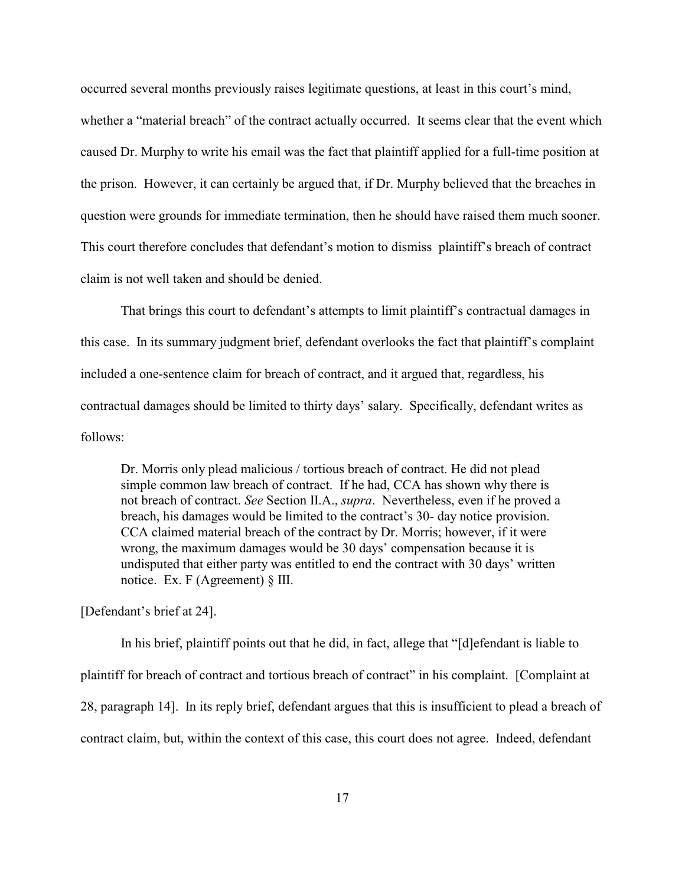occurred several months previously raises legitimate questions, at least in this court's mind, whether a "material breach" of the contract actually occurred. It seems clear that the event which caused Dr. Murphy to write his email was the fact that plaintiff applied for a full-time position at the prison. However, it can certainly be argued that, if Dr. Murphy believed that the breaches in question were grounds for immediate termination, then he should have raised them much sooner. This court therefore concludes that defendant's motion to dismiss plaintiff's breach of contract claim is not well taken and should be denied.

That brings this court to defendant's attempts to limit plaintiff's contractual damages in this case. In its summary judgment brief, defendant overlooks the fact that plaintiff's complaint included a one-sentence claim for breach of contract, and it argued that, regardless, his contractual damages should be limited to thirty days' salary. Specifically, defendant writes as follows:

> Dr. Morris only plead malicious / tortious breach of contract. He did not plead simple common law breach of contract. If he had, CCA has shown why there is not breach of contract. *See* Section II.A., *supra*. Nevertheless, even if he proved a breach, his damages would be limited to the contract's 30- day notice provision. CCA claimed material breach of the contract by Dr. Morris; however, if it were wrong, the maximum damages would be 30 days' compensation because it is undisputed that either party was entitled to end the contract with 30 days' written notice. Ex. F (Agreement) § III.

[Defendant's brief at 24].

In his brief, plaintiff points out that he did, in fact, allege that "[d]efendant is liable to plaintiff for breach of contract and tortious breach of contract" in his complaint. [Complaint at 28, paragraph 14]. In its reply brief, defendant argues that this is insufficient to plead a breach of contract claim, but, within the context of this case, this court does not agree. Indeed, defendant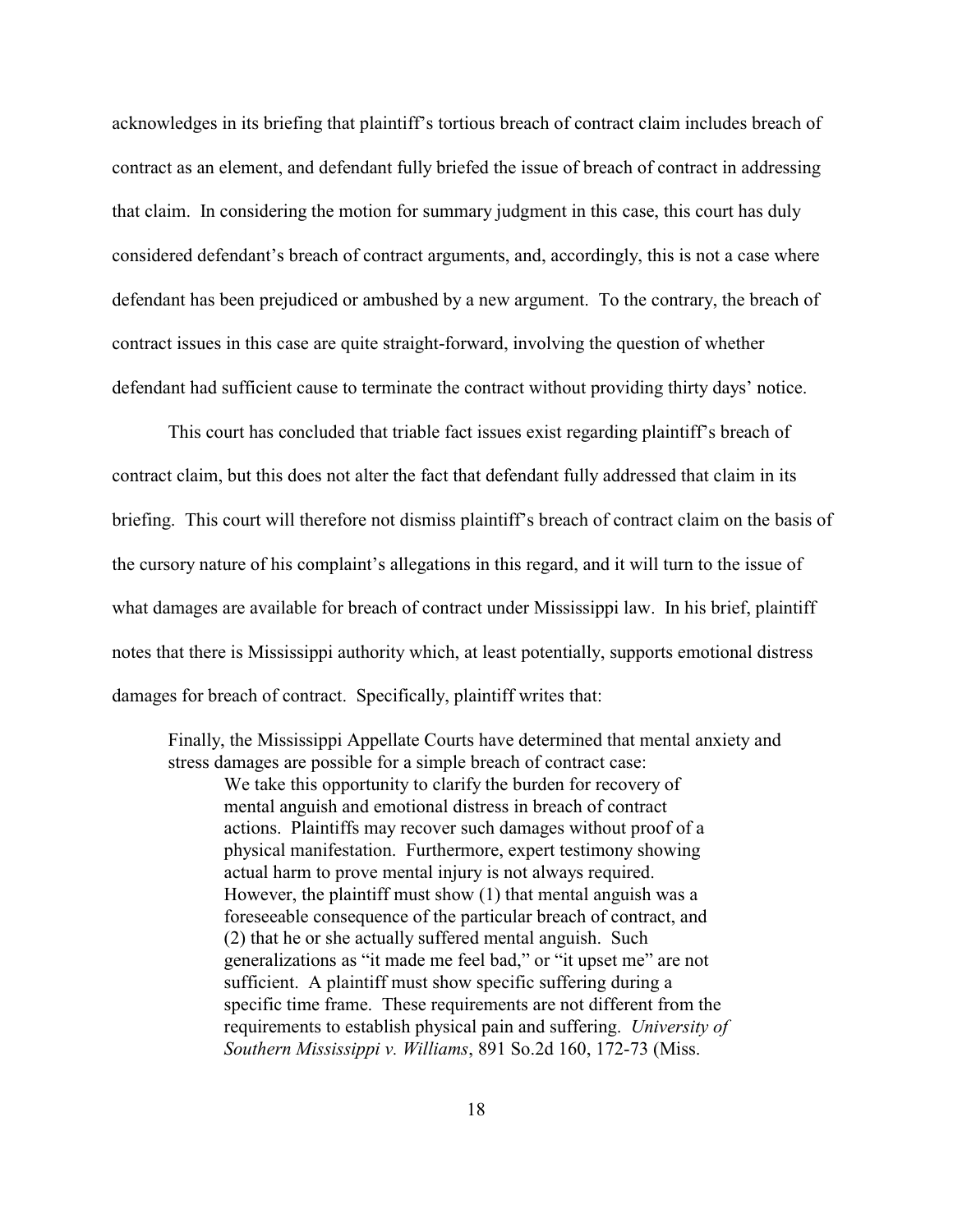acknowledges in its briefing that plaintiff's tortious breach of contract claim includes breach of contract as an element, and defendant fully briefed the issue of breach of contract in addressing that claim. In considering the motion for summary judgment in this case, this court has duly considered defendant's breach of contract arguments, and, accordingly, this is not a case where defendant has been prejudiced or ambushed by a new argument. To the contrary, the breach of contract issues in this case are quite straight-forward, involving the question of whether defendant had sufficient cause to terminate the contract without providing thirty days' notice.

This court has concluded that triable fact issues exist regarding plaintiff's breach of contract claim, but this does not alter the fact that defendant fully addressed that claim in its briefing. This court will therefore not dismiss plaintiff's breach of contract claim on the basis of the cursory nature of his complaint's allegations in this regard, and it will turn to the issue of what damages are available for breach of contract under Mississippi law. In his brief, plaintiff notes that there is Mississippi authority which, at least potentially, supports emotional distress damages for breach of contract. Specifically, plaintiff writes that:

> Finally, the Mississippi Appellate Courts have determined that mental anxiety and stress damages are possible for a simple breach of contract case:
>
> > We take this opportunity to clarify the burden for recovery of mental anguish and emotional distress in breach of contract actions. Plaintiffs may recover such damages without proof of a physical manifestation. Furthermore, expert testimony showing actual harm to prove mental injury is not always required. However, the plaintiff must show (1) that mental anguish was a foreseeable consequence of the particular breach of contract, and (2) that he or she actually suffered mental anguish. Such generalizations as "it made me feel bad," or "it upset me" are not sufficient. A plaintiff must show specific suffering during a specific time frame. These requirements are not different from the requirements to establish physical pain and suffering. *University of Southern Mississippi v. Williams*, 891 So.2d 160, 172-73 (Miss.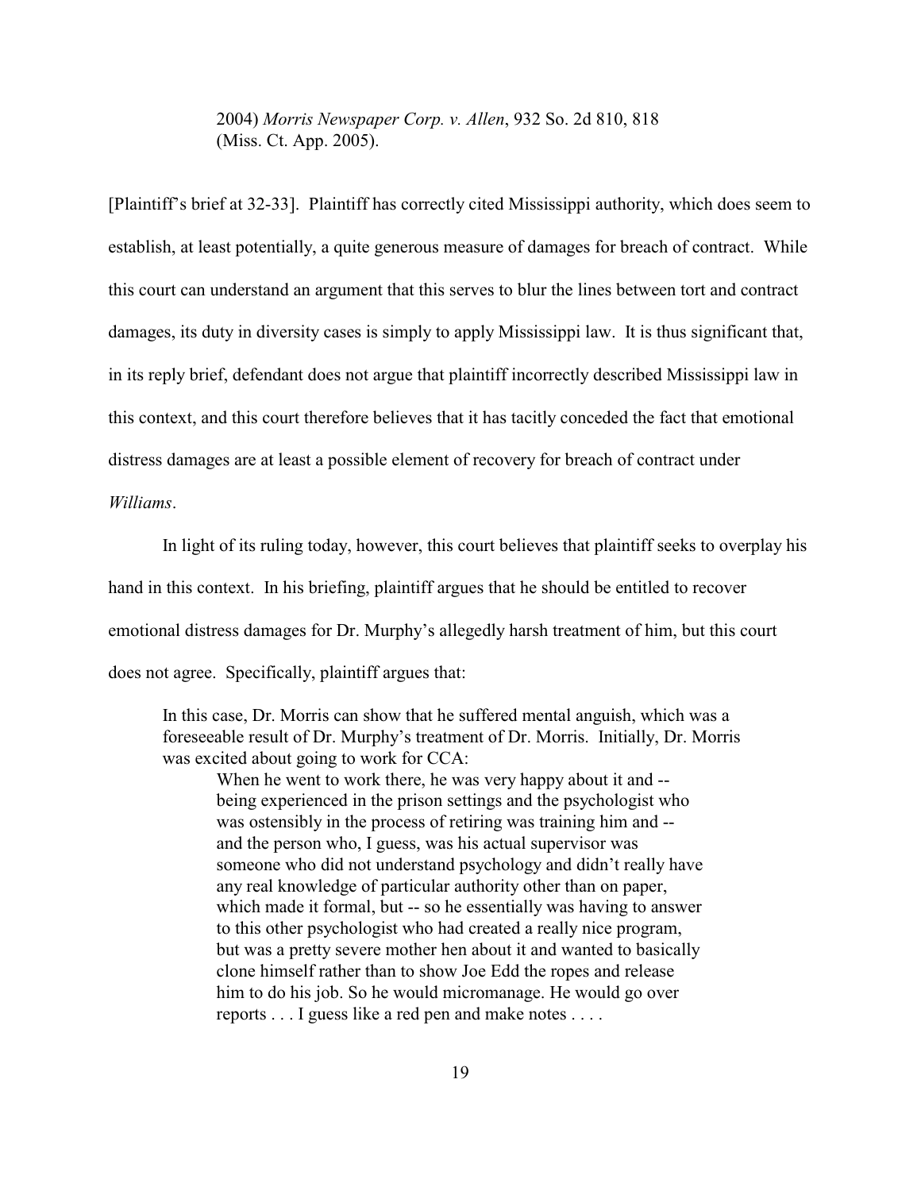2004) *Morris Newspaper Corp. v. Allen*, 932 So. 2d 810, 818 (Miss. Ct. App. 2005).

[Plaintiff's brief at 32-33]. Plaintiff has correctly cited Mississippi authority, which does seem to establish, at least potentially, a quite generous measure of damages for breach of contract. While this court can understand an argument that this serves to blur the lines between tort and contract damages, its duty in diversity cases is simply to apply Mississippi law. It is thus significant that, in its reply brief, defendant does not argue that plaintiff incorrectly described Mississippi law in this context, and this court therefore believes that it has tacitly conceded the fact that emotional distress damages are at least a possible element of recovery for breach of contract under *Williams*.

In light of its ruling today, however, this court believes that plaintiff seeks to overplay his hand in this context. In his briefing, plaintiff argues that he should be entitled to recover emotional distress damages for Dr. Murphy's allegedly harsh treatment of him, but this court does not agree. Specifically, plaintiff argues that:

> In this case, Dr. Morris can show that he suffered mental anguish, which was a foreseeable result of Dr. Murphy's treatment of Dr. Morris. Initially, Dr. Morris was excited about going to work for CCA:
>
> > When he went to work there, he was very happy about it and -- being experienced in the prison settings and the psychologist who was ostensibly in the process of retiring was training him and -- and the person who, I guess, was his actual supervisor was someone who did not understand psychology and didn't really have any real knowledge of particular authority other than on paper, which made it formal, but -- so he essentially was having to answer to this other psychologist who had created a really nice program, but was a pretty severe mother hen about it and wanted to basically clone himself rather than to show Joe Edd the ropes and release him to do his job. So he would micromanage. He would go over reports . . . I guess like a red pen and make notes . . . .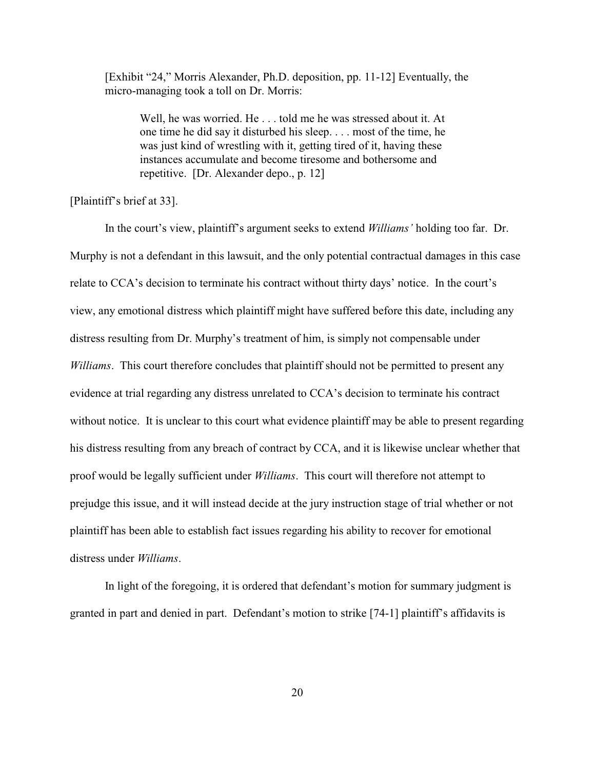> [Exhibit "24," Morris Alexander, Ph.D. deposition, pp. 11-12] Eventually, the micro-managing took a toll on Dr. Morris:
>
> > Well, he was worried. He . . . told me he was stressed about it. At one time he did say it disturbed his sleep. . . . most of the time, he was just kind of wrestling with it, getting tired of it, having these instances accumulate and become tiresome and bothersome and repetitive. [Dr. Alexander depo., p. 12]

[Plaintiff's brief at 33].

In the court's view, plaintiff's argument seeks to extend *Williams'* holding too far. Dr. Murphy is not a defendant in this lawsuit, and the only potential contractual damages in this case relate to CCA's decision to terminate his contract without thirty days' notice. In the court's view, any emotional distress which plaintiff might have suffered before this date, including any distress resulting from Dr. Murphy's treatment of him, is simply not compensable under *Williams*. This court therefore concludes that plaintiff should not be permitted to present any evidence at trial regarding any distress unrelated to CCA's decision to terminate his contract without notice. It is unclear to this court what evidence plaintiff may be able to present regarding his distress resulting from any breach of contract by CCA, and it is likewise unclear whether that proof would be legally sufficient under *Williams*. This court will therefore not attempt to prejudge this issue, and it will instead decide at the jury instruction stage of trial whether or not plaintiff has been able to establish fact issues regarding his ability to recover for emotional distress under *Williams*.

In light of the foregoing, it is ordered that defendant's motion for summary judgment is granted in part and denied in part. Defendant's motion to strike [74-1] plaintiff's affidavits is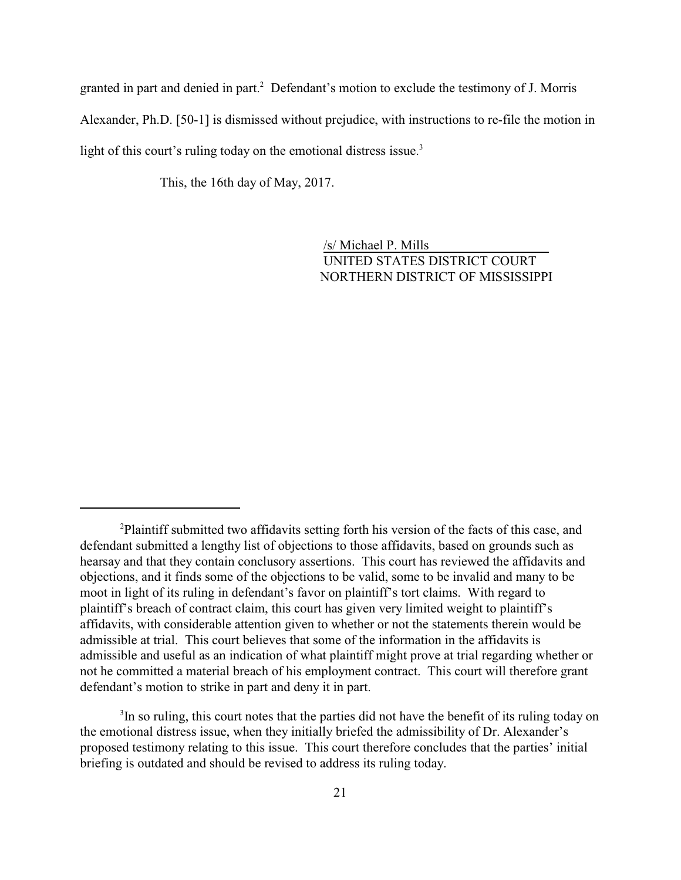granted in part and denied in part.[2] Defendant's motion to exclude the testimony of J. Morris Alexander, Ph.D. [50-1] is dismissed without prejudice, with instructions to re-file the motion in light of this court's ruling today on the emotional distress issue.[3]

This, the 16th day of May, 2017.

/s/ Michael P. Mills
UNITED STATES DISTRICT COURT
NORTHERN DISTRICT OF MISSISSIPPI

---

[2]Plaintiff submitted two affidavits setting forth his version of the facts of this case, and defendant submitted a lengthy list of objections to those affidavits, based on grounds such as hearsay and that they contain conclusory assertions. This court has reviewed the affidavits and objections, and it finds some of the objections to be valid, some to be invalid and many to be moot in light of its ruling in defendant's favor on plaintiff's tort claims. With regard to plaintiff's breach of contract claim, this court has given very limited weight to plaintiff's affidavits, with considerable attention given to whether or not the statements therein would be admissible at trial. This court believes that some of the information in the affidavits is admissible and useful as an indication of what plaintiff might prove at trial regarding whether or not he committed a material breach of his employment contract. This court will therefore grant defendant's motion to strike in part and deny it in part.

[3]In so ruling, this court notes that the parties did not have the benefit of its ruling today on the emotional distress issue, when they initially briefed the admissibility of Dr. Alexander's proposed testimony relating to this issue. This court therefore concludes that the parties' initial briefing is outdated and should be revised to address its ruling today.